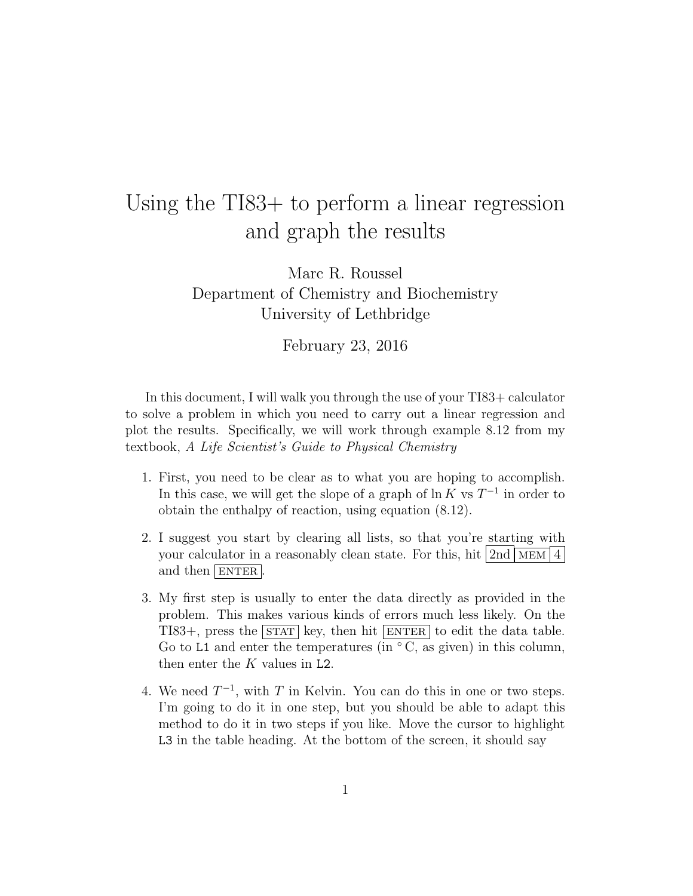# Using the TI83+ to perform a linear regression and graph the results

Marc R. Roussel
Department of Chemistry and Biochemistry
University of Lethbridge

February 23, 2016

In this document, I will walk you through the use of your TI83+ calculator to solve a problem in which you need to carry out a linear regression and plot the results. Specifically, we will work through example 8.12 from my textbook, *A Life Scientist's Guide to Physical Chemistry*

1. First, you need to be clear as to what you are hoping to accomplish. In this case, we will get the slope of a graph of $\ln K$ vs $T^{-1}$ in order to obtain the enthalpy of reaction, using equation (8.12).

2. I suggest you start by clearing all lists, so that you're starting with your calculator in a reasonably clean state. For this, hit [2nd] [MEM] [4] and then [ENTER].

3. My first step is usually to enter the data directly as provided in the problem. This makes various kinds of errors much less likely. On the TI83+, press the [STAT] key, then hit [ENTER] to edit the data table. Go to `L1` and enter the temperatures (in $^\circ$C, as given) in this column, then enter the $K$ values in `L2`.

4. We need $T^{-1}$, with $T$ in Kelvin. You can do this in one or two steps. I'm going to do it in one step, but you should be able to adapt this method to do it in two steps if you like. Move the cursor to highlight `L3` in the table heading. At the bottom of the screen, it should say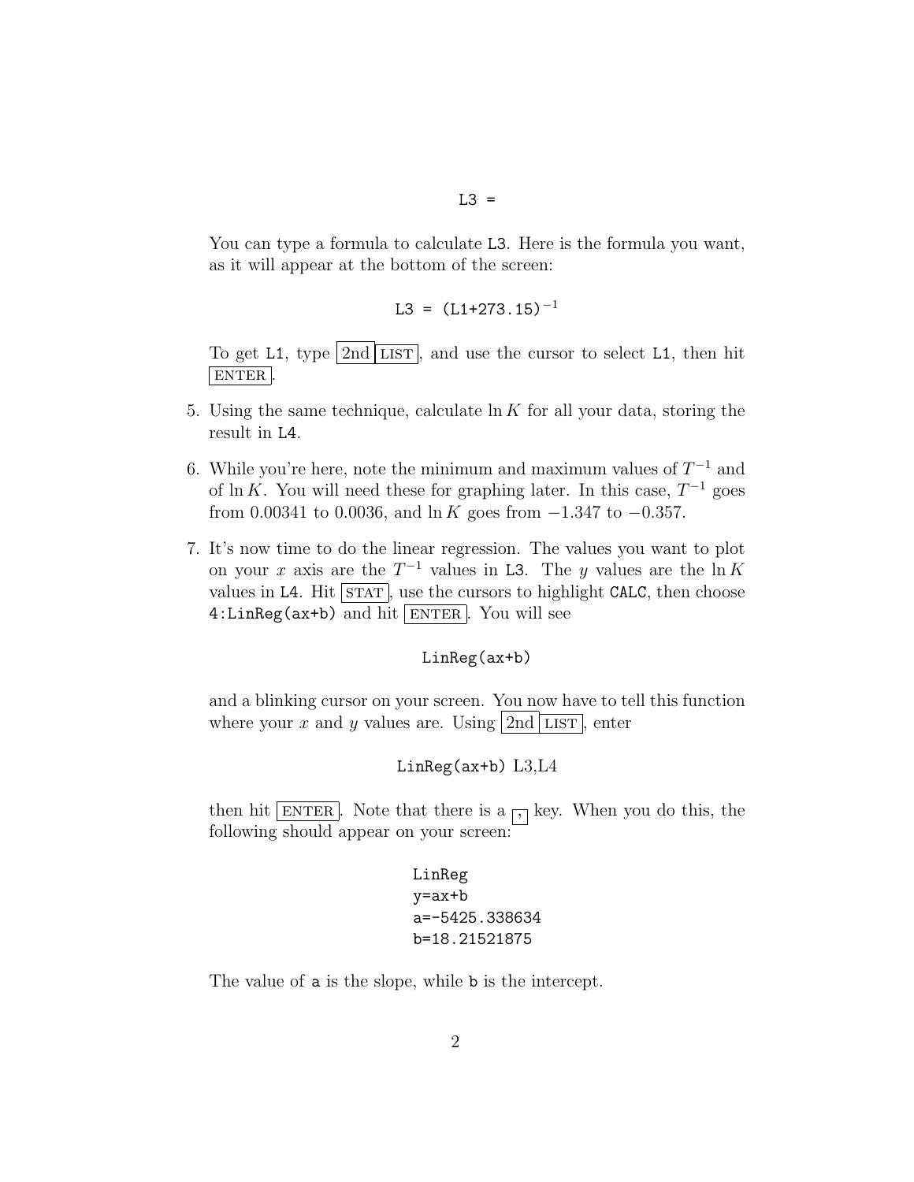```
L3 =
```

You can type a formula to calculate `L3`. Here is the formula you want, as it will appear at the bottom of the screen:

$$\texttt{L3 = (L1+273.15)}^{-1}$$

To get `L1`, type 2nd LIST, and use the cursor to select `L1`, then hit ENTER.

5. Using the same technique, calculate $\ln K$ for all your data, storing the result in `L4`.

6. While you're here, note the minimum and maximum values of $T^{-1}$ and of $\ln K$. You will need these for graphing later. In this case, $T^{-1}$ goes from 0.00341 to 0.0036, and $\ln K$ goes from −1.347 to −0.357.

7. It's now time to do the linear regression. The values you want to plot on your $x$ axis are the $T^{-1}$ values in `L3`. The $y$ values are the $\ln K$ values in `L4`. Hit STAT, use the cursors to highlight `CALC`, then choose `4:LinReg(ax+b)` and hit ENTER. You will see

   ```
   LinReg(ax+b)
   ```

   and a blinking cursor on your screen. You now have to tell this function where your $x$ and $y$ values are. Using 2nd LIST, enter

   ```
   LinReg(ax+b) L3,L4
   ```

   then hit ENTER. Note that there is a , key. When you do this, the following should appear on your screen:

   ```
   LinReg
   y=ax+b
   a=-5425.338634
   b=18.21521875
   ```

   The value of `a` is the slope, while `b` is the intercept.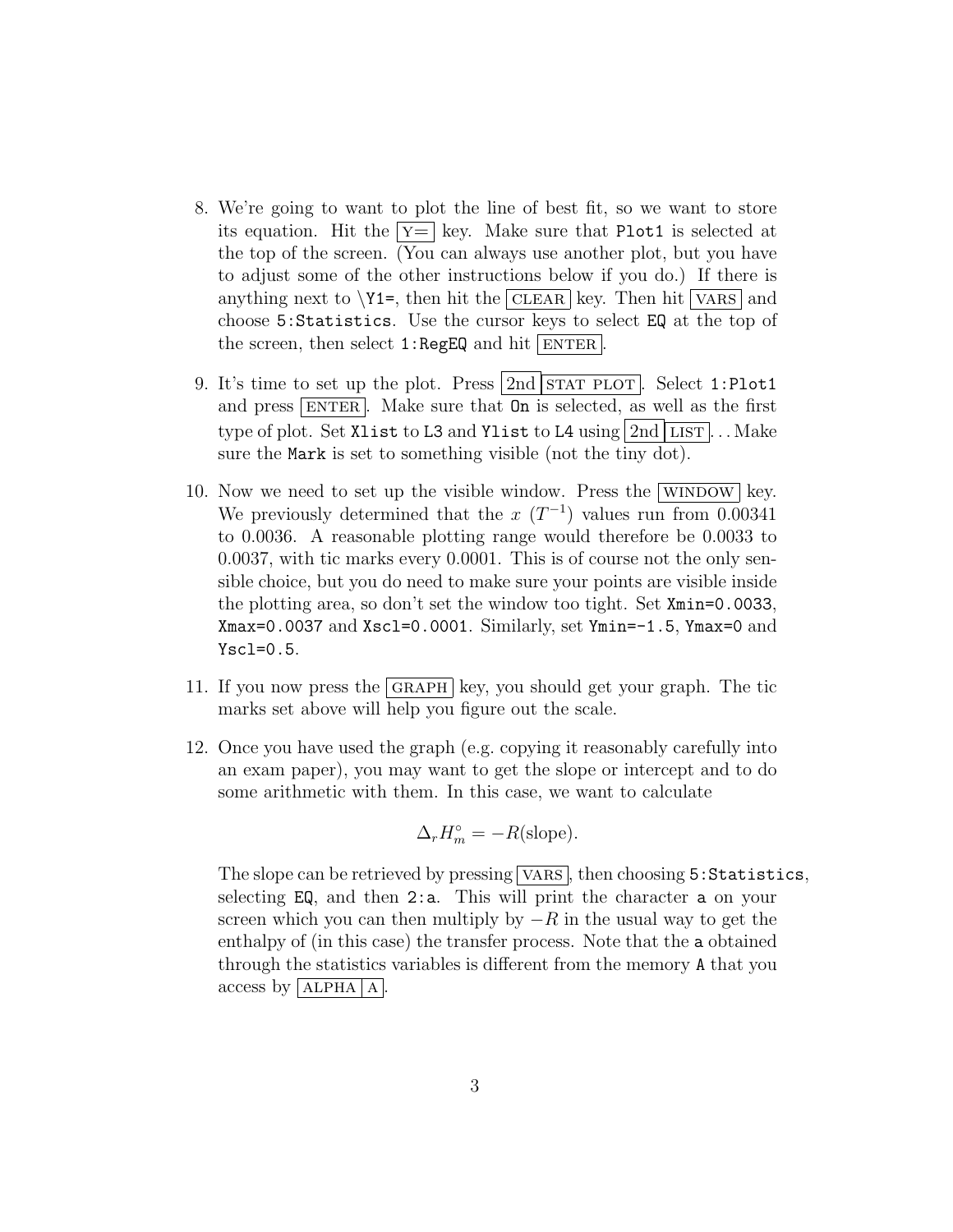8. We're going to want to plot the line of best fit, so we want to store its equation. Hit the Y= key. Make sure that `Plot1` is selected at the top of the screen. (You can always use another plot, but you have to adjust some of the other instructions below if you do.) If there is anything next to `\Y1=`, then hit the CLEAR key. Then hit VARS and choose `5:Statistics`. Use the cursor keys to select `EQ` at the top of the screen, then select `1:RegEQ` and hit ENTER.

9. It's time to set up the plot. Press 2nd STAT PLOT. Select `1:Plot1` and press ENTER. Make sure that `On` is selected, as well as the first type of plot. Set `Xlist` to `L3` and `Ylist` to `L4` using 2nd LIST... Make sure the `Mark` is set to something visible (not the tiny dot).

10. Now we need to set up the visible window. Press the WINDOW key. We previously determined that the $x$ ($T^{-1}$) values run from 0.00341 to 0.0036. A reasonable plotting range would therefore be 0.0033 to 0.0037, with tic marks every 0.0001. This is of course not the only sensible choice, but you do need to make sure your points are visible inside the plotting area, so don't set the window too tight. Set `Xmin=0.0033`, `Xmax=0.0037` and `Xscl=0.0001`. Similarly, set `Ymin=-1.5`, `Ymax=0` and `Yscl=0.5`.

11. If you now press the GRAPH key, you should get your graph. The tic marks set above will help you figure out the scale.

12. Once you have used the graph (e.g. copying it reasonably carefully into an exam paper), you may want to get the slope or intercept and to do some arithmetic with them. In this case, we want to calculate

$$\Delta_r H_m^\circ = -R(\text{slope}).$$

The slope can be retrieved by pressing VARS, then choosing `5:Statistics`, selecting `EQ`, and then `2:a`. This will print the character `a` on your screen which you can then multiply by $-R$ in the usual way to get the enthalpy of (in this case) the transfer process. Note that the `a` obtained through the statistics variables is different from the memory `A` that you access by ALPHA A.